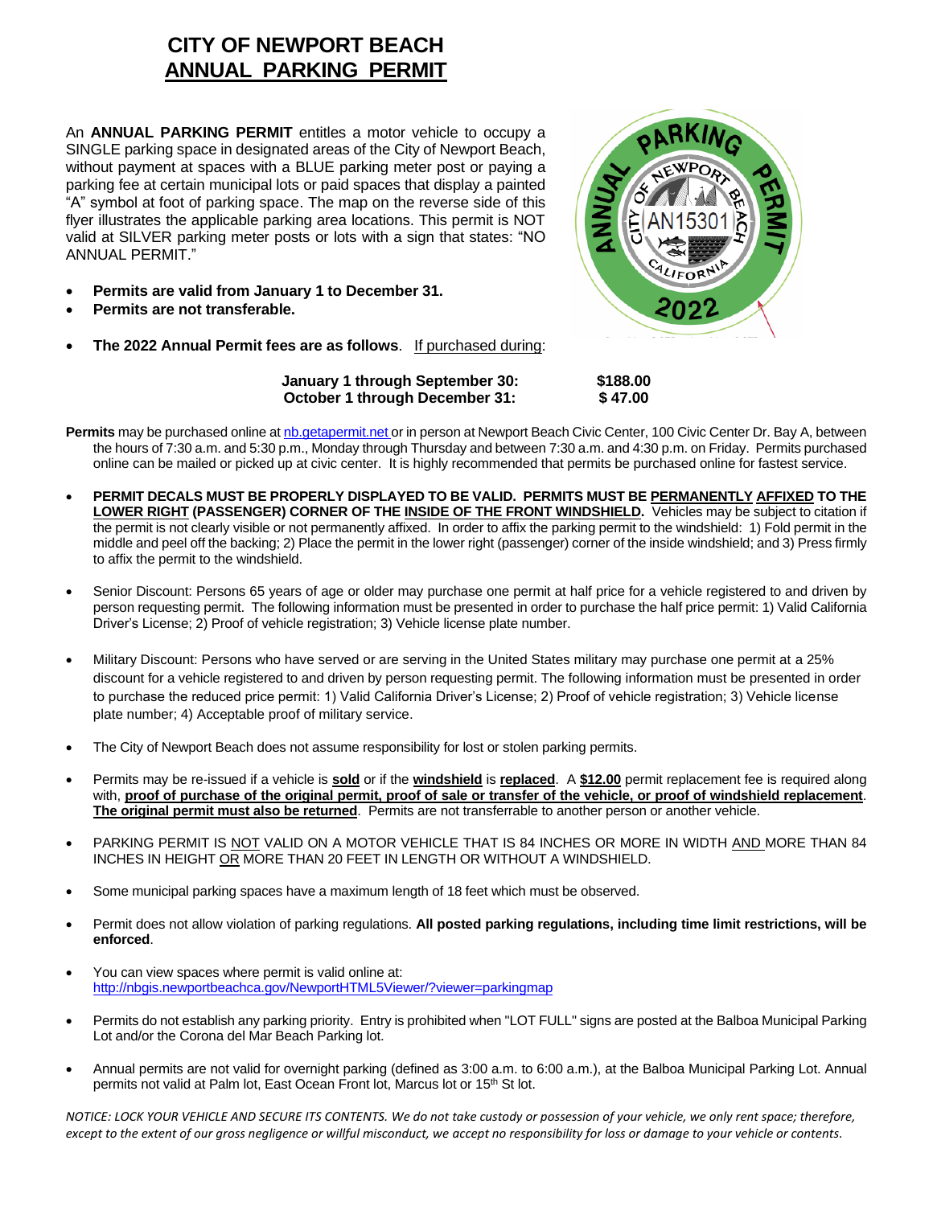# CITY OF NEWPORT BEACH
# ANNUAL PARKING PERMIT

An **ANNUAL PARKING PERMIT** entitles a motor vehicle to occupy a SINGLE parking space in designated areas of the City of Newport Beach, without payment at spaces with a BLUE parking meter post or paying a parking fee at certain municipal lots or paid spaces that display a painted "A" symbol at foot of parking space. The map on the reverse side of this flyer illustrates the applicable parking area locations. This permit is NOT valid at SILVER parking meter posts or lots with a sign that states: "NO ANNUAL PERMIT."

- **Permits are valid from January 1 to December 31.**
- **Permits are not transferable.**
- **The 2022 Annual Permit fees are as follows**. If purchased during:

| | |
|---|---|
| **January 1 through September 30:** | **$188.00** |
| **October 1 through December 31:** | **$ 47.00** |

**Permits** may be purchased online at nb.getapermit.net or in person at Newport Beach Civic Center, 100 Civic Center Dr. Bay A, between the hours of 7:30 a.m. and 5:30 p.m., Monday through Thursday and between 7:30 a.m. and 4:30 p.m. on Friday. Permits purchased online can be mailed or picked up at civic center. It is highly recommended that permits be purchased online for fastest service.

- **PERMIT DECALS MUST BE PROPERLY DISPLAYED TO BE VALID. PERMITS MUST BE PERMANENTLY AFFIXED TO THE LOWER RIGHT (PASSENGER) CORNER OF THE INSIDE OF THE FRONT WINDSHIELD.** Vehicles may be subject to citation if the permit is not clearly visible or not permanently affixed. In order to affix the parking permit to the windshield: 1) Fold permit in the middle and peel off the backing; 2) Place the permit in the lower right (passenger) corner of the inside windshield; and 3) Press firmly to affix the permit to the windshield.

- Senior Discount: Persons 65 years of age or older may purchase one permit at half price for a vehicle registered to and driven by person requesting permit. The following information must be presented in order to purchase the half price permit: 1) Valid California Driver's License; 2) Proof of vehicle registration; 3) Vehicle license plate number.

- Military Discount: Persons who have served or are serving in the United States military may purchase one permit at a 25% discount for a vehicle registered to and driven by person requesting permit. The following information must be presented in order to purchase the reduced price permit: 1) Valid California Driver's License; 2) Proof of vehicle registration; 3) Vehicle license plate number; 4) Acceptable proof of military service.

- The City of Newport Beach does not assume responsibility for lost or stolen parking permits.

- Permits may be re-issued if a vehicle is **sold** or if the **windshield** is **replaced**. A **$12.00** permit replacement fee is required along with, **proof of purchase of the original permit, proof of sale or transfer of the vehicle, or proof of windshield replacement**. **The original permit must also be returned**. Permits are not transferrable to another person or another vehicle.

- PARKING PERMIT IS NOT VALID ON A MOTOR VEHICLE THAT IS 84 INCHES OR MORE IN WIDTH AND MORE THAN 84 INCHES IN HEIGHT OR MORE THAN 20 FEET IN LENGTH OR WITHOUT A WINDSHIELD.

- Some municipal parking spaces have a maximum length of 18 feet which must be observed.

- Permit does not allow violation of parking regulations. **All posted parking regulations, including time limit restrictions, will be enforced**.

- You can view spaces where permit is valid online at: http://nbgis.newportbeachca.gov/NewportHTML5Viewer/?viewer=parkingmap

- Permits do not establish any parking priority. Entry is prohibited when "LOT FULL" signs are posted at the Balboa Municipal Parking Lot and/or the Corona del Mar Beach Parking lot.

- Annual permits are not valid for overnight parking (defined as 3:00 a.m. to 6:00 a.m.), at the Balboa Municipal Parking Lot. Annual permits not valid at Palm lot, East Ocean Front lot, Marcus lot or 15th St lot.

*NOTICE: LOCK YOUR VEHICLE AND SECURE ITS CONTENTS. We do not take custody or possession of your vehicle, we only rent space; therefore, except to the extent of our gross negligence or willful misconduct, we accept no responsibility for loss or damage to your vehicle or contents.*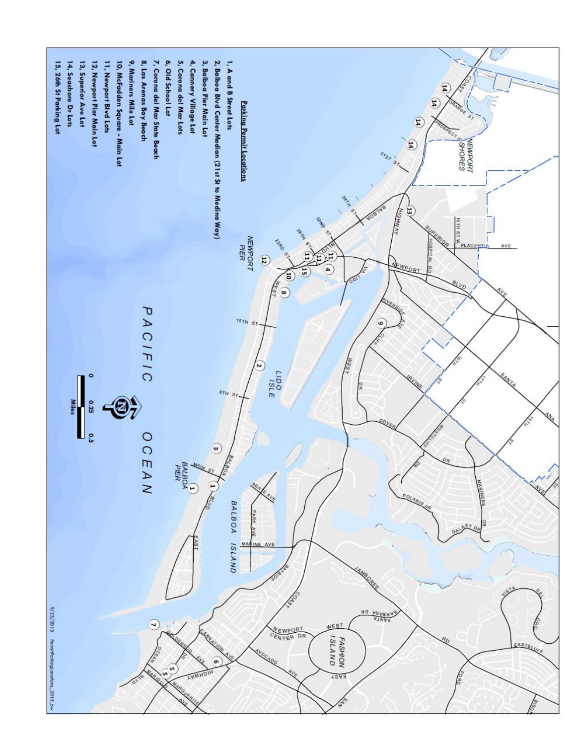**Parking Permit Locations**

1. A and B Street Lots
2. Balboa Blvd Center Median (21st St to Medina Way)
3. Balboa Pier Main Lot
4. Cannery Village Lot
5. Corona del Mar Lots
6. Old School Lot
7. Corona del Mar State Beach
8. Las Arenas Bay Beach
9. Mariners Mile Lot
10. McFadden Square - Main Lot
11. Newport Blvd Lots
12. Newport Pier Main Lot
13. Superior Ave Lot
14. Seashore Dr Lots
15. 26th St Parking Lot

PACIFIC OCEAN

0 0.25 0.5
Miles

9/23/2015 PermitParkingLocations_2015_bw